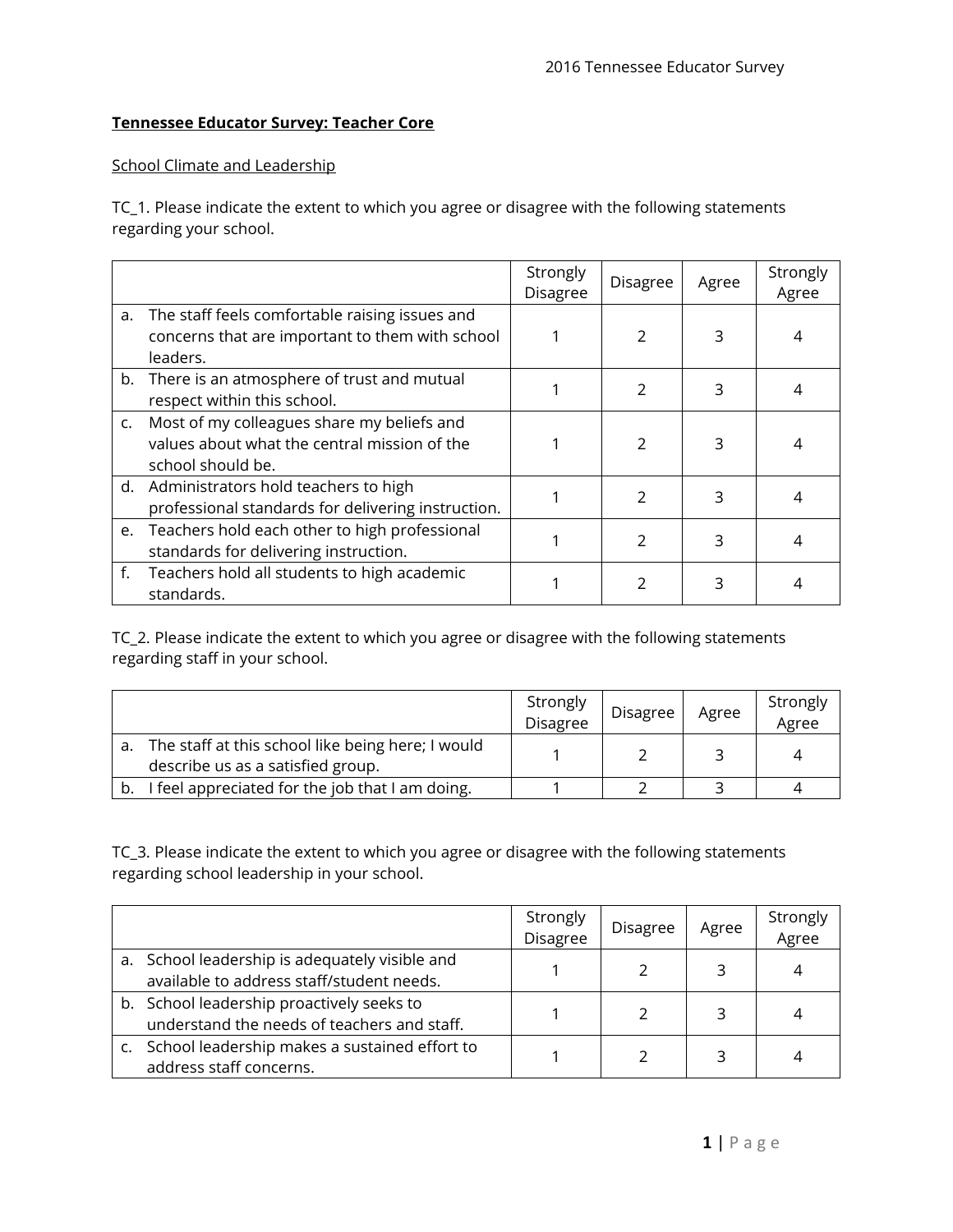**Tennessee Educator Survey: Teacher Core**

School Climate and Leadership

TC_1. Please indicate the extent to which you agree or disagree with the following statements regarding your school.

| | Strongly Disagree | Disagree | Agree | Strongly Agree |
|---|---|---|---|---|
| a. The staff feels comfortable raising issues and concerns that are important to them with school leaders. | 1 | 2 | 3 | 4 |
| b. There is an atmosphere of trust and mutual respect within this school. | 1 | 2 | 3 | 4 |
| c. Most of my colleagues share my beliefs and values about what the central mission of the school should be. | 1 | 2 | 3 | 4 |
| d. Administrators hold teachers to high professional standards for delivering instruction. | 1 | 2 | 3 | 4 |
| e. Teachers hold each other to high professional standards for delivering instruction. | 1 | 2 | 3 | 4 |
| f. Teachers hold all students to high academic standards. | 1 | 2 | 3 | 4 |

TC_2. Please indicate the extent to which you agree or disagree with the following statements regarding staff in your school.

| | Strongly Disagree | Disagree | Agree | Strongly Agree |
|---|---|---|---|---|
| a. The staff at this school like being here; I would describe us as a satisfied group. | 1 | 2 | 3 | 4 |
| b. I feel appreciated for the job that I am doing. | 1 | 2 | 3 | 4 |

TC_3. Please indicate the extent to which you agree or disagree with the following statements regarding school leadership in your school.

| | Strongly Disagree | Disagree | Agree | Strongly Agree |
|---|---|---|---|---|
| a. School leadership is adequately visible and available to address staff/student needs. | 1 | 2 | 3 | 4 |
| b. School leadership proactively seeks to understand the needs of teachers and staff. | 1 | 2 | 3 | 4 |
| c. School leadership makes a sustained effort to address staff concerns. | 1 | 2 | 3 | 4 |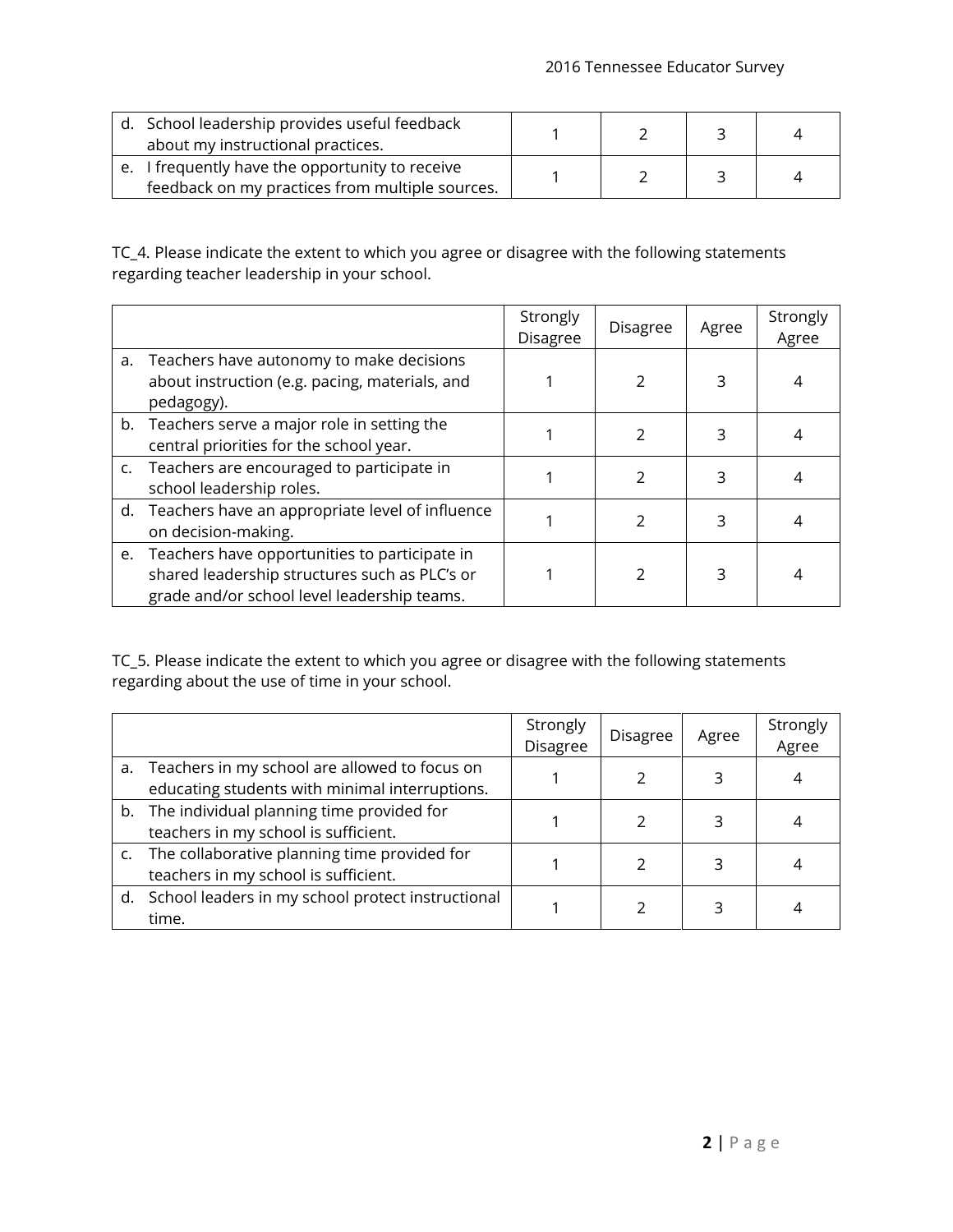| | | | | |
|---|---|---|---|---|
| d. School leadership provides useful feedback about my instructional practices. | 1 | 2 | 3 | 4 |
| e. I frequently have the opportunity to receive feedback on my practices from multiple sources. | 1 | 2 | 3 | 4 |

TC_4. Please indicate the extent to which you agree or disagree with the following statements regarding teacher leadership in your school.

| | Strongly Disagree | Disagree | Agree | Strongly Agree |
|---|---|---|---|---|
| a. Teachers have autonomy to make decisions about instruction (e.g. pacing, materials, and pedagogy). | 1 | 2 | 3 | 4 |
| b. Teachers serve a major role in setting the central priorities for the school year. | 1 | 2 | 3 | 4 |
| c. Teachers are encouraged to participate in school leadership roles. | 1 | 2 | 3 | 4 |
| d. Teachers have an appropriate level of influence on decision-making. | 1 | 2 | 3 | 4 |
| e. Teachers have opportunities to participate in shared leadership structures such as PLC's or grade and/or school level leadership teams. | 1 | 2 | 3 | 4 |

TC_5. Please indicate the extent to which you agree or disagree with the following statements regarding about the use of time in your school.

| | Strongly Disagree | Disagree | Agree | Strongly Agree |
|---|---|---|---|---|
| a. Teachers in my school are allowed to focus on educating students with minimal interruptions. | 1 | 2 | 3 | 4 |
| b. The individual planning time provided for teachers in my school is sufficient. | 1 | 2 | 3 | 4 |
| c. The collaborative planning time provided for teachers in my school is sufficient. | 1 | 2 | 3 | 4 |
| d. School leaders in my school protect instructional time. | 1 | 2 | 3 | 4 |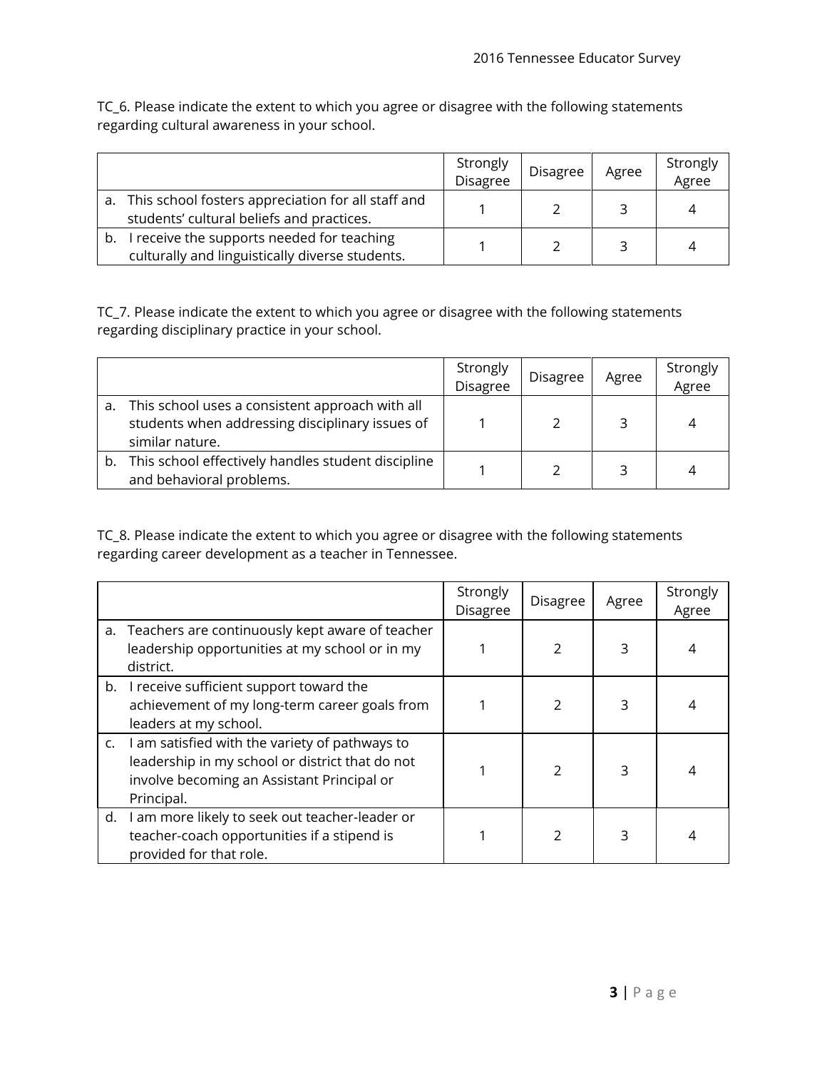TC_6. Please indicate the extent to which you agree or disagree with the following statements regarding cultural awareness in your school.

| | Strongly Disagree | Disagree | Agree | Strongly Agree |
|---|---|---|---|---|
| a. This school fosters appreciation for all staff and students' cultural beliefs and practices. | 1 | 2 | 3 | 4 |
| b. I receive the supports needed for teaching culturally and linguistically diverse students. | 1 | 2 | 3 | 4 |

TC_7. Please indicate the extent to which you agree or disagree with the following statements regarding disciplinary practice in your school.

| | Strongly Disagree | Disagree | Agree | Strongly Agree |
|---|---|---|---|---|
| a. This school uses a consistent approach with all students when addressing disciplinary issues of similar nature. | 1 | 2 | 3 | 4 |
| b. This school effectively handles student discipline and behavioral problems. | 1 | 2 | 3 | 4 |

TC_8. Please indicate the extent to which you agree or disagree with the following statements regarding career development as a teacher in Tennessee.

| | Strongly Disagree | Disagree | Agree | Strongly Agree |
|---|---|---|---|---|
| a. Teachers are continuously kept aware of teacher leadership opportunities at my school or in my district. | 1 | 2 | 3 | 4 |
| b. I receive sufficient support toward the achievement of my long-term career goals from leaders at my school. | 1 | 2 | 3 | 4 |
| c. I am satisfied with the variety of pathways to leadership in my school or district that do not involve becoming an Assistant Principal or Principal. | 1 | 2 | 3 | 4 |
| d. I am more likely to seek out teacher-leader or teacher-coach opportunities if a stipend is provided for that role. | 1 | 2 | 3 | 4 |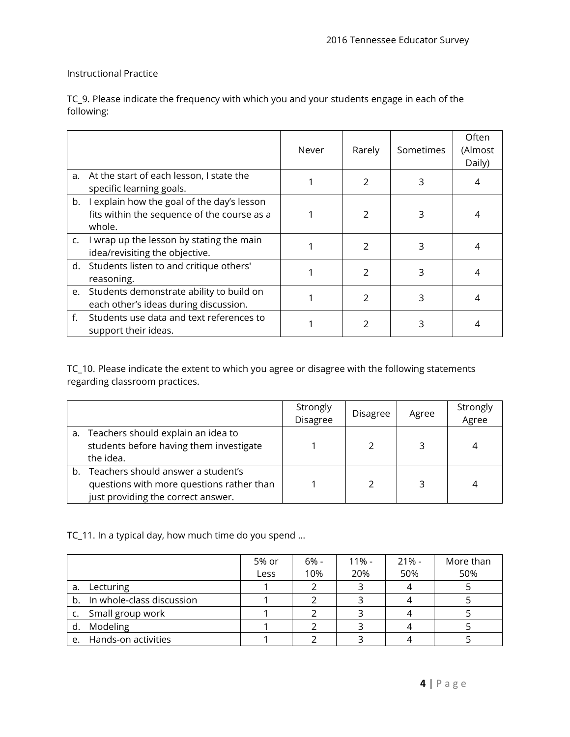Instructional Practice

TC_9. Please indicate the frequency with which you and your students engage in each of the following:

| | Never | Rarely | Sometimes | Often (Almost Daily) |
|---|---|---|---|---|
| a. At the start of each lesson, I state the specific learning goals. | 1 | 2 | 3 | 4 |
| b. I explain how the goal of the day's lesson fits within the sequence of the course as a whole. | 1 | 2 | 3 | 4 |
| c. I wrap up the lesson by stating the main idea/revisiting the objective. | 1 | 2 | 3 | 4 |
| d. Students listen to and critique others' reasoning. | 1 | 2 | 3 | 4 |
| e. Students demonstrate ability to build on each other's ideas during discussion. | 1 | 2 | 3 | 4 |
| f. Students use data and text references to support their ideas. | 1 | 2 | 3 | 4 |

TC_10. Please indicate the extent to which you agree or disagree with the following statements regarding classroom practices.

| | Strongly Disagree | Disagree | Agree | Strongly Agree |
|---|---|---|---|---|
| a. Teachers should explain an idea to students before having them investigate the idea. | 1 | 2 | 3 | 4 |
| b. Teachers should answer a student's questions with more questions rather than just providing the correct answer. | 1 | 2 | 3 | 4 |

TC_11. In a typical day, how much time do you spend …

| | 5% or Less | 6% - 10% | 11% - 20% | 21% - 50% | More than 50% |
|---|---|---|---|---|---|
| a. Lecturing | 1 | 2 | 3 | 4 | 5 |
| b. In whole-class discussion | 1 | 2 | 3 | 4 | 5 |
| c. Small group work | 1 | 2 | 3 | 4 | 5 |
| d. Modeling | 1 | 2 | 3 | 4 | 5 |
| e. Hands-on activities | 1 | 2 | 3 | 4 | 5 |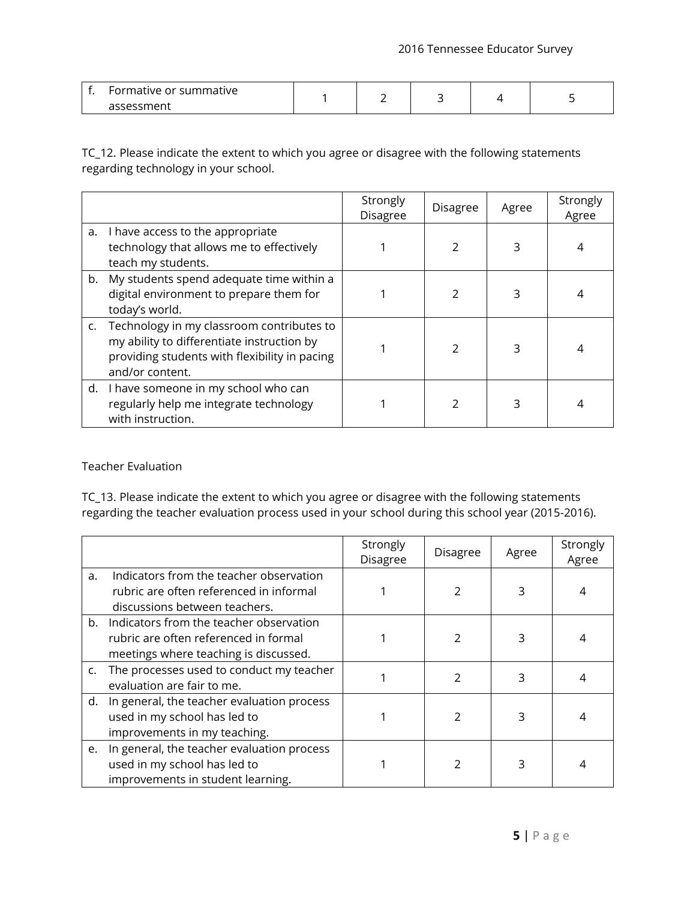| | | | | | |
|---|---|---|---|---|---|
| f. Formative or summative assessment | 1 | 2 | 3 | 4 | 5 |

TC_12. Please indicate the extent to which you agree or disagree with the following statements regarding technology in your school.

| | Strongly Disagree | Disagree | Agree | Strongly Agree |
|---|---|---|---|---|
| a. I have access to the appropriate technology that allows me to effectively teach my students. | 1 | 2 | 3 | 4 |
| b. My students spend adequate time within a digital environment to prepare them for today's world. | 1 | 2 | 3 | 4 |
| c. Technology in my classroom contributes to my ability to differentiate instruction by providing students with flexibility in pacing and/or content. | 1 | 2 | 3 | 4 |
| d. I have someone in my school who can regularly help me integrate technology with instruction. | 1 | 2 | 3 | 4 |

Teacher Evaluation

TC_13. Please indicate the extent to which you agree or disagree with the following statements regarding the teacher evaluation process used in your school during this school year (2015-2016).

| | Strongly Disagree | Disagree | Agree | Strongly Agree |
|---|---|---|---|---|
| a. Indicators from the teacher observation rubric are often referenced in informal discussions between teachers. | 1 | 2 | 3 | 4 |
| b. Indicators from the teacher observation rubric are often referenced in formal meetings where teaching is discussed. | 1 | 2 | 3 | 4 |
| c. The processes used to conduct my teacher evaluation are fair to me. | 1 | 2 | 3 | 4 |
| d. In general, the teacher evaluation process used in my school has led to improvements in my teaching. | 1 | 2 | 3 | 4 |
| e. In general, the teacher evaluation process used in my school has led to improvements in student learning. | 1 | 2 | 3 | 4 |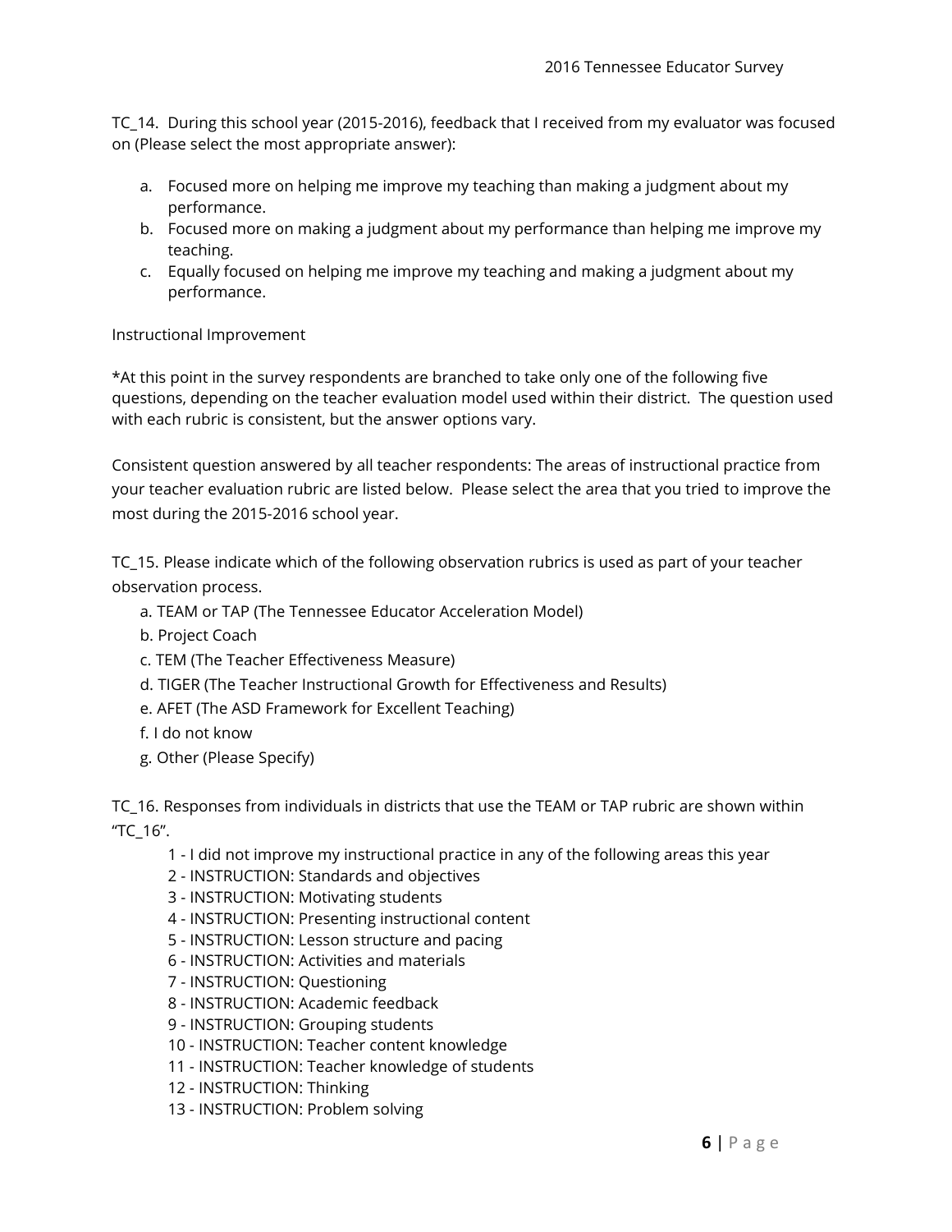TC_14. During this school year (2015-2016), feedback that I received from my evaluator was focused on (Please select the most appropriate answer):

a. Focused more on helping me improve my teaching than making a judgment about my performance.
b. Focused more on making a judgment about my performance than helping me improve my teaching.
c. Equally focused on helping me improve my teaching and making a judgment about my performance.

Instructional Improvement

*At this point in the survey respondents are branched to take only one of the following five questions, depending on the teacher evaluation model used within their district. The question used with each rubric is consistent, but the answer options vary.

Consistent question answered by all teacher respondents: The areas of instructional practice from your teacher evaluation rubric are listed below. Please select the area that you tried to improve the most during the 2015-2016 school year.

TC_15. Please indicate which of the following observation rubrics is used as part of your teacher observation process.

a. TEAM or TAP (The Tennessee Educator Acceleration Model)
b. Project Coach
c. TEM (The Teacher Effectiveness Measure)
d. TIGER (The Teacher Instructional Growth for Effectiveness and Results)
e. AFET (The ASD Framework for Excellent Teaching)
f. I do not know
g. Other (Please Specify)

TC_16. Responses from individuals in districts that use the TEAM or TAP rubric are shown within "TC_16".

1 - I did not improve my instructional practice in any of the following areas this year
2 - INSTRUCTION: Standards and objectives
3 - INSTRUCTION: Motivating students
4 - INSTRUCTION: Presenting instructional content
5 - INSTRUCTION: Lesson structure and pacing
6 - INSTRUCTION: Activities and materials
7 - INSTRUCTION: Questioning
8 - INSTRUCTION: Academic feedback
9 - INSTRUCTION: Grouping students
10 - INSTRUCTION: Teacher content knowledge
11 - INSTRUCTION: Teacher knowledge of students
12 - INSTRUCTION: Thinking
13 - INSTRUCTION: Problem solving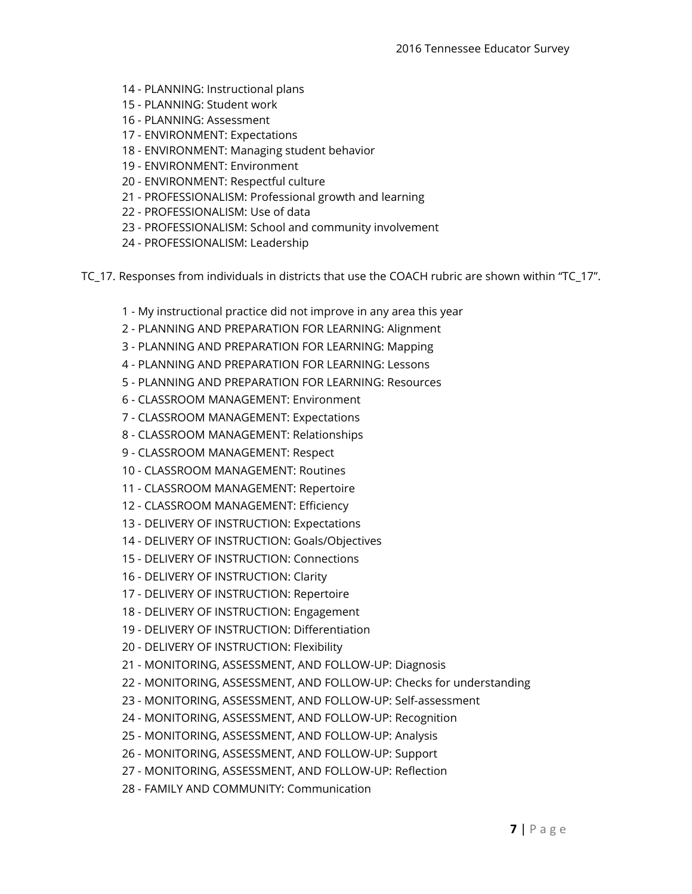14 - PLANNING: Instructional plans
15 - PLANNING: Student work
16 - PLANNING: Assessment
17 - ENVIRONMENT: Expectations
18 - ENVIRONMENT: Managing student behavior
19 - ENVIRONMENT: Environment
20 - ENVIRONMENT: Respectful culture
21 - PROFESSIONALISM: Professional growth and learning
22 - PROFESSIONALISM: Use of data
23 - PROFESSIONALISM: School and community involvement
24 - PROFESSIONALISM: Leadership

TC_17. Responses from individuals in districts that use the COACH rubric are shown within "TC_17".

1 - My instructional practice did not improve in any area this year
2 - PLANNING AND PREPARATION FOR LEARNING: Alignment
3 - PLANNING AND PREPARATION FOR LEARNING: Mapping
4 - PLANNING AND PREPARATION FOR LEARNING: Lessons
5 - PLANNING AND PREPARATION FOR LEARNING: Resources
6 - CLASSROOM MANAGEMENT: Environment
7 - CLASSROOM MANAGEMENT: Expectations
8 - CLASSROOM MANAGEMENT: Relationships
9 - CLASSROOM MANAGEMENT: Respect
10 - CLASSROOM MANAGEMENT: Routines
11 - CLASSROOM MANAGEMENT: Repertoire
12 - CLASSROOM MANAGEMENT: Efficiency
13 - DELIVERY OF INSTRUCTION: Expectations
14 - DELIVERY OF INSTRUCTION: Goals/Objectives
15 - DELIVERY OF INSTRUCTION: Connections
16 - DELIVERY OF INSTRUCTION: Clarity
17 - DELIVERY OF INSTRUCTION: Repertoire
18 - DELIVERY OF INSTRUCTION: Engagement
19 - DELIVERY OF INSTRUCTION: Differentiation
20 - DELIVERY OF INSTRUCTION: Flexibility
21 - MONITORING, ASSESSMENT, AND FOLLOW-UP: Diagnosis
22 - MONITORING, ASSESSMENT, AND FOLLOW-UP: Checks for understanding
23 - MONITORING, ASSESSMENT, AND FOLLOW-UP: Self-assessment
24 - MONITORING, ASSESSMENT, AND FOLLOW-UP: Recognition
25 - MONITORING, ASSESSMENT, AND FOLLOW-UP: Analysis
26 - MONITORING, ASSESSMENT, AND FOLLOW-UP: Support
27 - MONITORING, ASSESSMENT, AND FOLLOW-UP: Reflection
28 - FAMILY AND COMMUNITY: Communication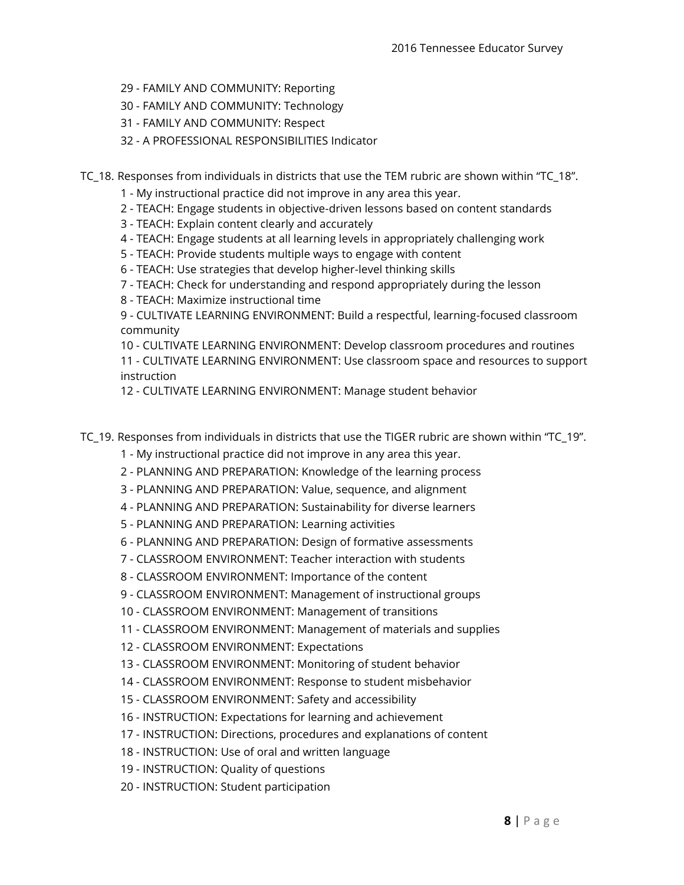29 - FAMILY AND COMMUNITY: Reporting

30 - FAMILY AND COMMUNITY: Technology

31 - FAMILY AND COMMUNITY: Respect

32 - A PROFESSIONAL RESPONSIBILITIES Indicator

TC_18. Responses from individuals in districts that use the TEM rubric are shown within "TC_18".

1 - My instructional practice did not improve in any area this year.

2 - TEACH: Engage students in objective-driven lessons based on content standards

3 - TEACH: Explain content clearly and accurately

4 - TEACH: Engage students at all learning levels in appropriately challenging work

5 - TEACH: Provide students multiple ways to engage with content

6 - TEACH: Use strategies that develop higher-level thinking skills

7 - TEACH: Check for understanding and respond appropriately during the lesson

8 - TEACH: Maximize instructional time

9 - CULTIVATE LEARNING ENVIRONMENT: Build a respectful, learning-focused classroom community

10 - CULTIVATE LEARNING ENVIRONMENT: Develop classroom procedures and routines

11 - CULTIVATE LEARNING ENVIRONMENT: Use classroom space and resources to support instruction

12 - CULTIVATE LEARNING ENVIRONMENT: Manage student behavior

TC_19. Responses from individuals in districts that use the TIGER rubric are shown within "TC_19".

1 - My instructional practice did not improve in any area this year.

2 - PLANNING AND PREPARATION: Knowledge of the learning process

3 - PLANNING AND PREPARATION: Value, sequence, and alignment

4 - PLANNING AND PREPARATION: Sustainability for diverse learners

5 - PLANNING AND PREPARATION: Learning activities

6 - PLANNING AND PREPARATION: Design of formative assessments

7 - CLASSROOM ENVIRONMENT: Teacher interaction with students

8 - CLASSROOM ENVIRONMENT: Importance of the content

9 - CLASSROOM ENVIRONMENT: Management of instructional groups

10 - CLASSROOM ENVIRONMENT: Management of transitions

11 - CLASSROOM ENVIRONMENT: Management of materials and supplies

12 - CLASSROOM ENVIRONMENT: Expectations

13 - CLASSROOM ENVIRONMENT: Monitoring of student behavior

14 - CLASSROOM ENVIRONMENT: Response to student misbehavior

15 - CLASSROOM ENVIRONMENT: Safety and accessibility

16 - INSTRUCTION: Expectations for learning and achievement

17 - INSTRUCTION: Directions, procedures and explanations of content

18 - INSTRUCTION: Use of oral and written language

19 - INSTRUCTION: Quality of questions

20 - INSTRUCTION: Student participation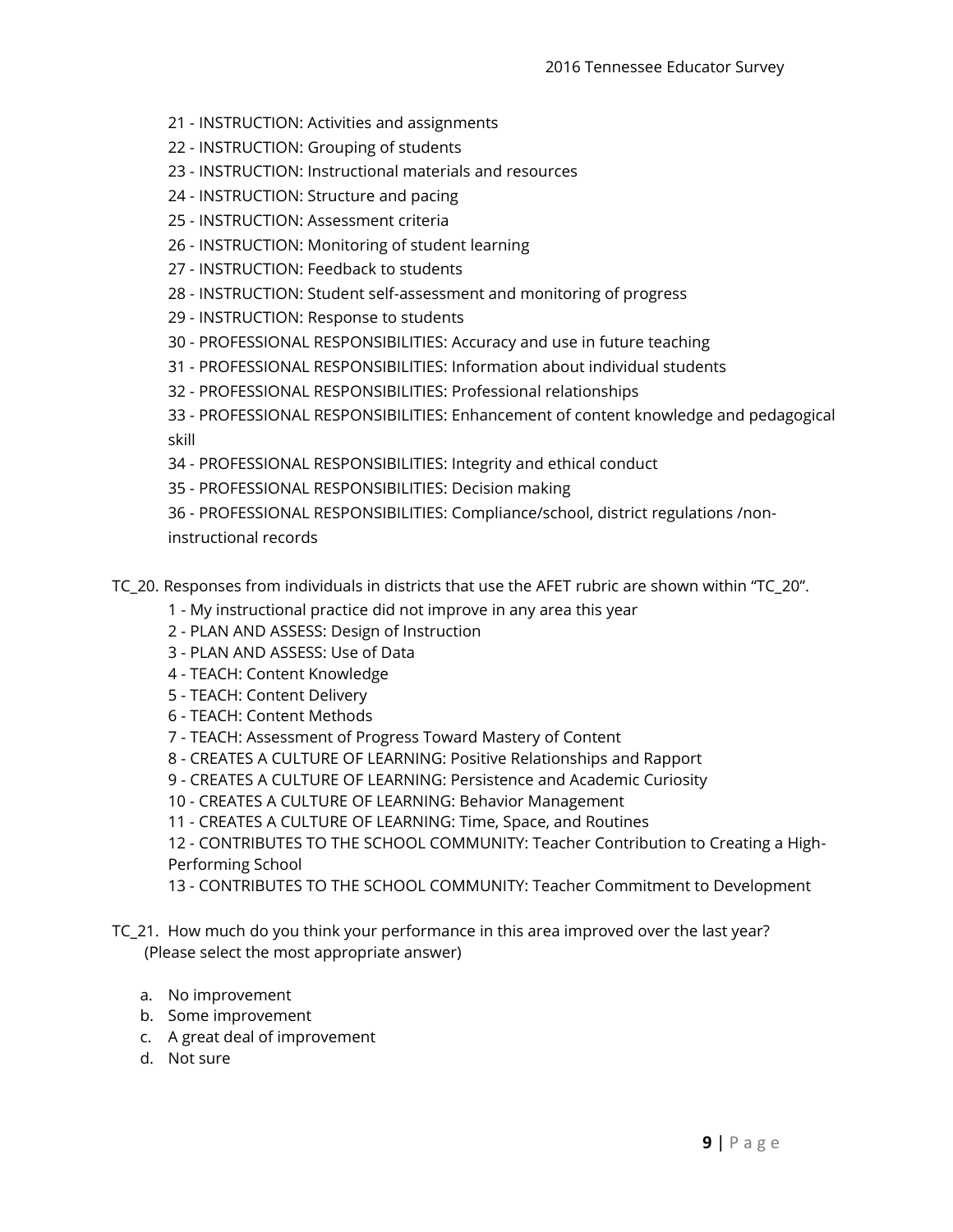21 - INSTRUCTION: Activities and assignments

22 - INSTRUCTION: Grouping of students

23 - INSTRUCTION: Instructional materials and resources

24 - INSTRUCTION: Structure and pacing

25 - INSTRUCTION: Assessment criteria

26 - INSTRUCTION: Monitoring of student learning

27 - INSTRUCTION: Feedback to students

28 - INSTRUCTION: Student self-assessment and monitoring of progress

29 - INSTRUCTION: Response to students

30 - PROFESSIONAL RESPONSIBILITIES: Accuracy and use in future teaching

31 - PROFESSIONAL RESPONSIBILITIES: Information about individual students

32 - PROFESSIONAL RESPONSIBILITIES: Professional relationships

33 - PROFESSIONAL RESPONSIBILITIES: Enhancement of content knowledge and pedagogical skill

34 - PROFESSIONAL RESPONSIBILITIES: Integrity and ethical conduct

35 - PROFESSIONAL RESPONSIBILITIES: Decision making

36 - PROFESSIONAL RESPONSIBILITIES: Compliance/school, district regulations /non-instructional records

TC_20. Responses from individuals in districts that use the AFET rubric are shown within "TC_20".

1 - My instructional practice did not improve in any area this year

2 - PLAN AND ASSESS: Design of Instruction

3 - PLAN AND ASSESS: Use of Data

4 - TEACH: Content Knowledge

5 - TEACH: Content Delivery

6 - TEACH: Content Methods

7 - TEACH: Assessment of Progress Toward Mastery of Content

8 - CREATES A CULTURE OF LEARNING: Positive Relationships and Rapport

9 - CREATES A CULTURE OF LEARNING: Persistence and Academic Curiosity

10 - CREATES A CULTURE OF LEARNING: Behavior Management

11 - CREATES A CULTURE OF LEARNING: Time, Space, and Routines

12 - CONTRIBUTES TO THE SCHOOL COMMUNITY: Teacher Contribution to Creating a High-Performing School

13 - CONTRIBUTES TO THE SCHOOL COMMUNITY: Teacher Commitment to Development

TC_21. How much do you think your performance in this area improved over the last year? (Please select the most appropriate answer)

a. No improvement
b. Some improvement
c. A great deal of improvement
d. Not sure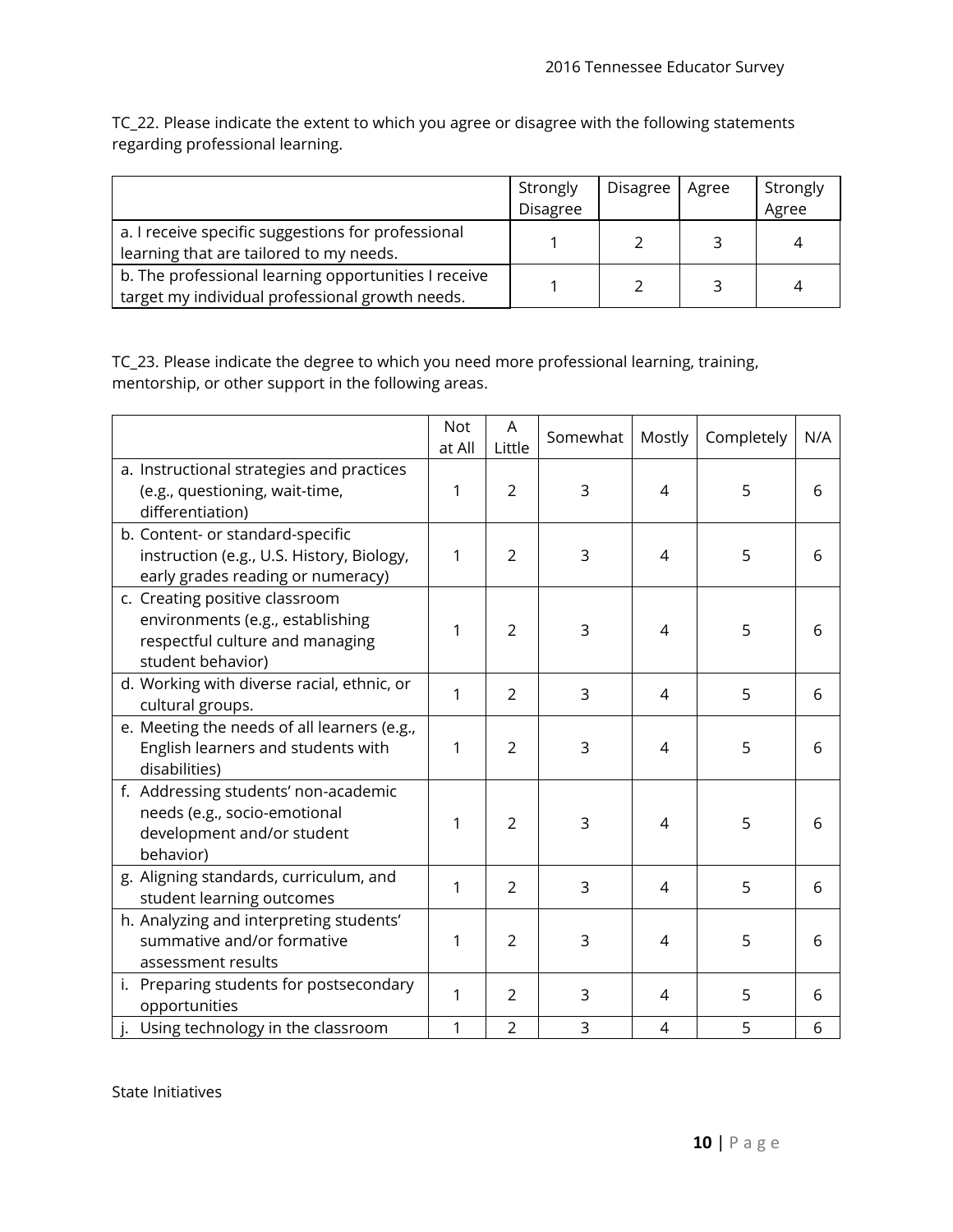TC_22. Please indicate the extent to which you agree or disagree with the following statements regarding professional learning.

| | Strongly Disagree | Disagree | Agree | Strongly Agree |
|---|---|---|---|---|
| a. I receive specific suggestions for professional learning that are tailored to my needs. | 1 | 2 | 3 | 4 |
| b. The professional learning opportunities I receive target my individual professional growth needs. | 1 | 2 | 3 | 4 |

TC_23. Please indicate the degree to which you need more professional learning, training, mentorship, or other support in the following areas.

| | Not at All | A Little | Somewhat | Mostly | Completely | N/A |
|---|---|---|---|---|---|---|
| a. Instructional strategies and practices (e.g., questioning, wait-time, differentiation) | 1 | 2 | 3 | 4 | 5 | 6 |
| b. Content- or standard-specific instruction (e.g., U.S. History, Biology, early grades reading or numeracy) | 1 | 2 | 3 | 4 | 5 | 6 |
| c. Creating positive classroom environments (e.g., establishing respectful culture and managing student behavior) | 1 | 2 | 3 | 4 | 5 | 6 |
| d. Working with diverse racial, ethnic, or cultural groups. | 1 | 2 | 3 | 4 | 5 | 6 |
| e. Meeting the needs of all learners (e.g., English learners and students with disabilities) | 1 | 2 | 3 | 4 | 5 | 6 |
| f. Addressing students' non-academic needs (e.g., socio-emotional development and/or student behavior) | 1 | 2 | 3 | 4 | 5 | 6 |
| g. Aligning standards, curriculum, and student learning outcomes | 1 | 2 | 3 | 4 | 5 | 6 |
| h. Analyzing and interpreting students' summative and/or formative assessment results | 1 | 2 | 3 | 4 | 5 | 6 |
| i. Preparing students for postsecondary opportunities | 1 | 2 | 3 | 4 | 5 | 6 |
| j. Using technology in the classroom | 1 | 2 | 3 | 4 | 5 | 6 |

State Initiatives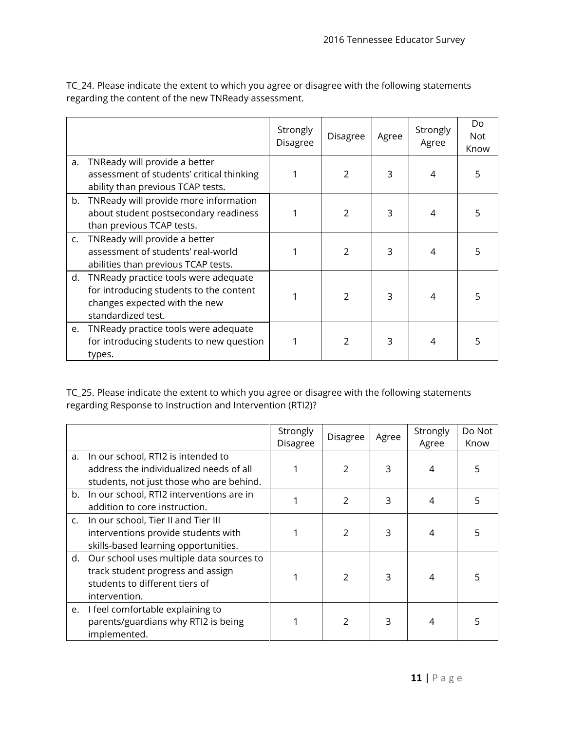TC_24. Please indicate the extent to which you agree or disagree with the following statements regarding the content of the new TNReady assessment.

| | Strongly Disagree | Disagree | Agree | Strongly Agree | Do Not Know |
|---|---|---|---|---|---|
| a. TNReady will provide a better assessment of students' critical thinking ability than previous TCAP tests. | 1 | 2 | 3 | 4 | 5 |
| b. TNReady will provide more information about student postsecondary readiness than previous TCAP tests. | 1 | 2 | 3 | 4 | 5 |
| c. TNReady will provide a better assessment of students' real-world abilities than previous TCAP tests. | 1 | 2 | 3 | 4 | 5 |
| d. TNReady practice tools were adequate for introducing students to the content changes expected with the new standardized test. | 1 | 2 | 3 | 4 | 5 |
| e. TNReady practice tools were adequate for introducing students to new question types. | 1 | 2 | 3 | 4 | 5 |

TC_25. Please indicate the extent to which you agree or disagree with the following statements regarding Response to Instruction and Intervention (RTI2)?

| | Strongly Disagree | Disagree | Agree | Strongly Agree | Do Not Know |
|---|---|---|---|---|---|
| a. In our school, RTI2 is intended to address the individualized needs of all students, not just those who are behind. | 1 | 2 | 3 | 4 | 5 |
| b. In our school, RTI2 interventions are in addition to core instruction. | 1 | 2 | 3 | 4 | 5 |
| c. In our school, Tier II and Tier III interventions provide students with skills-based learning opportunities. | 1 | 2 | 3 | 4 | 5 |
| d. Our school uses multiple data sources to track student progress and assign students to different tiers of intervention. | 1 | 2 | 3 | 4 | 5 |
| e. I feel comfortable explaining to parents/guardians why RTI2 is being implemented. | 1 | 2 | 3 | 4 | 5 |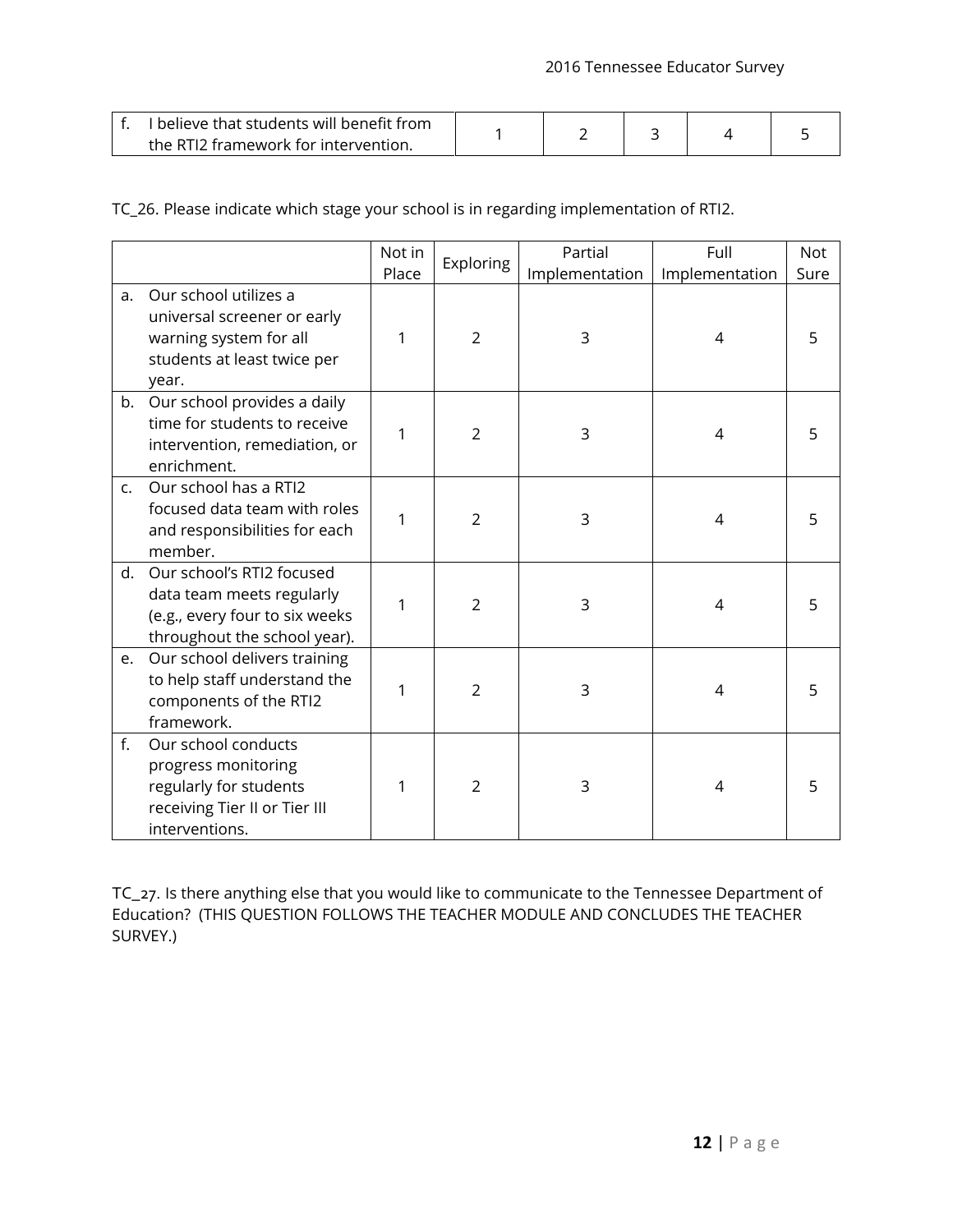| | | | | | |
|---|---|---|---|---|---|
| f. I believe that students will benefit from the RTI2 framework for intervention. | 1 | 2 | 3 | 4 | 5 |

TC_26. Please indicate which stage your school is in regarding implementation of RTI2.

| | Not in Place | Exploring | Partial Implementation | Full Implementation | Not Sure |
|---|---|---|---|---|---|
| a. Our school utilizes a universal screener or early warning system for all students at least twice per year. | 1 | 2 | 3 | 4 | 5 |
| b. Our school provides a daily time for students to receive intervention, remediation, or enrichment. | 1 | 2 | 3 | 4 | 5 |
| c. Our school has a RTI2 focused data team with roles and responsibilities for each member. | 1 | 2 | 3 | 4 | 5 |
| d. Our school's RTI2 focused data team meets regularly (e.g., every four to six weeks throughout the school year). | 1 | 2 | 3 | 4 | 5 |
| e. Our school delivers training to help staff understand the components of the RTI2 framework. | 1 | 2 | 3 | 4 | 5 |
| f. Our school conducts progress monitoring regularly for students receiving Tier II or Tier III interventions. | 1 | 2 | 3 | 4 | 5 |

TC_27. Is there anything else that you would like to communicate to the Tennessee Department of Education? (THIS QUESTION FOLLOWS THE TEACHER MODULE AND CONCLUDES THE TEACHER SURVEY.)